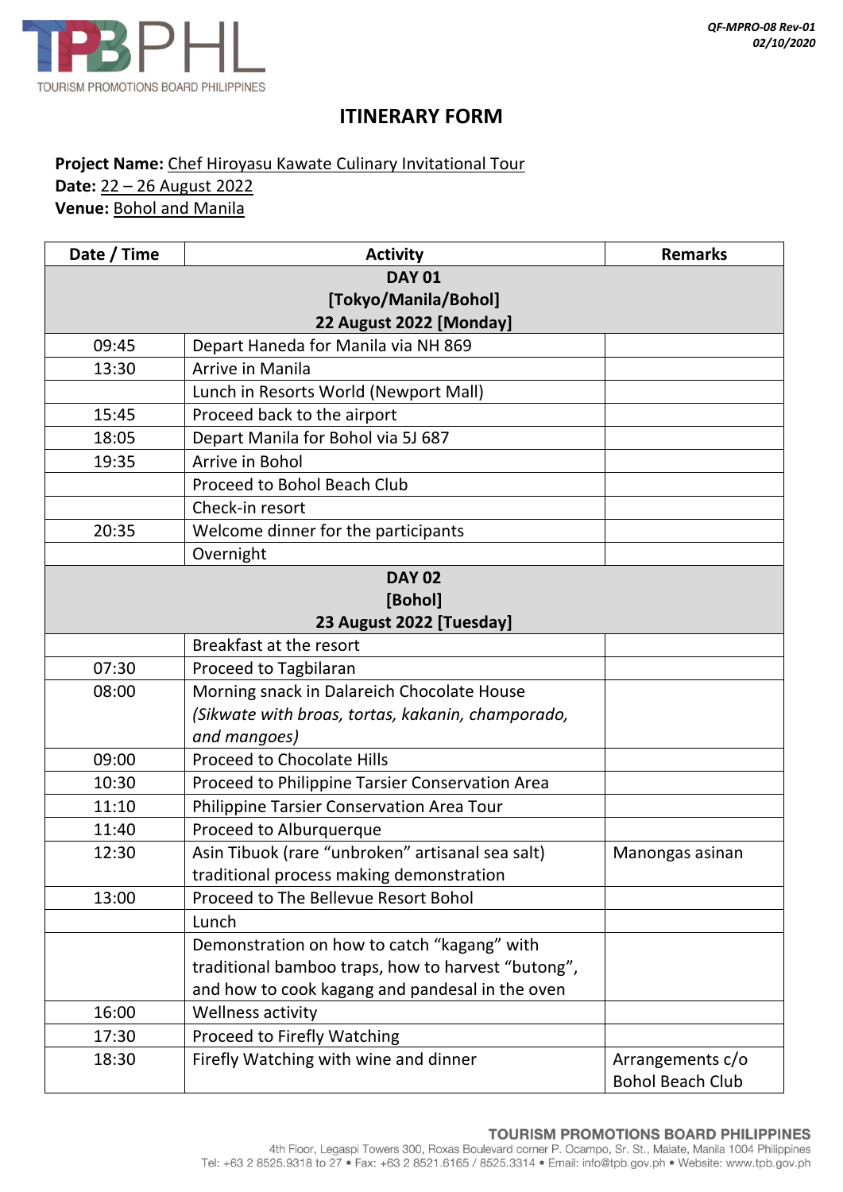QF-MPRO-08 Rev-01
02/10/2020

# ITINERARY FORM

**Project Name:** Chef Hiroyasu Kawate Culinary Invitational Tour
**Date:** 22 – 26 August 2022
**Venue:** Bohol and Manila

| Date / Time | Activity | Remarks |
|---|---|---|
| **DAY 01 [Tokyo/Manila/Bohol] 22 August 2022 [Monday]** | | |
| 09:45 | Depart Haneda for Manila via NH 869 | |
| 13:30 | Arrive in Manila | |
| | Lunch in Resorts World (Newport Mall) | |
| 15:45 | Proceed back to the airport | |
| 18:05 | Depart Manila for Bohol via 5J 687 | |
| 19:35 | Arrive in Bohol | |
| | Proceed to Bohol Beach Club | |
| | Check-in resort | |
| 20:35 | Welcome dinner for the participants | |
| | Overnight | |
| **DAY 02 [Bohol] 23 August 2022 [Tuesday]** | | |
| | Breakfast at the resort | |
| 07:30 | Proceed to Tagbilaran | |
| 08:00 | Morning snack in Dalareich Chocolate House *(Sikwate with broas, tortas, kakanin, champorado, and mangoes)* | |
| 09:00 | Proceed to Chocolate Hills | |
| 10:30 | Proceed to Philippine Tarsier Conservation Area | |
| 11:10 | Philippine Tarsier Conservation Area Tour | |
| 11:40 | Proceed to Alburquerque | |
| 12:30 | Asin Tibuok (rare "unbroken" artisanal sea salt) traditional process making demonstration | Manongas asinan |
| 13:00 | Proceed to The Bellevue Resort Bohol | |
| | Lunch | |
| | Demonstration on how to catch "kagang" with traditional bamboo traps, how to harvest "butong", and how to cook kagang and pandesal in the oven | |
| 16:00 | Wellness activity | |
| 17:30 | Proceed to Firefly Watching | |
| 18:30 | Firefly Watching with wine and dinner | Arrangements c/o Bohol Beach Club |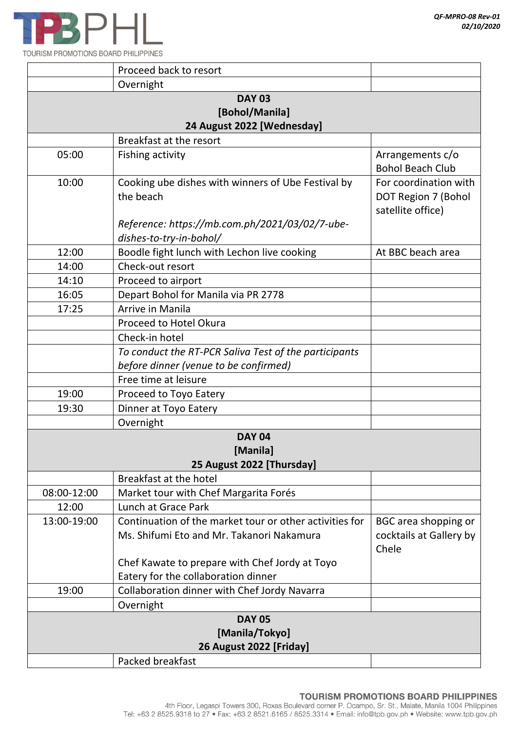| | | |
|---|---|---|
| | Proceed back to resort | |
| | Overnight | |
| **DAY 03**<br>**[Bohol/Manila]**<br>**24 August 2022 [Wednesday]** | | |
| | Breakfast at the resort | |
| 05:00 | Fishing activity | Arrangements c/o Bohol Beach Club |
| 10:00 | Cooking ube dishes with winners of Ube Festival by the beach<br><br>*Reference: https://mb.com.ph/2021/03/02/7-ube-dishes-to-try-in-bohol/* | For coordination with DOT Region 7 (Bohol satellite office) |
| 12:00 | Boodle fight lunch with Lechon live cooking | At BBC beach area |
| 14:00 | Check-out resort | |
| 14:10 | Proceed to airport | |
| 16:05 | Depart Bohol for Manila via PR 2778 | |
| 17:25 | Arrive in Manila | |
| | Proceed to Hotel Okura | |
| | Check-in hotel | |
| | *To conduct the RT-PCR Saliva Test of the participants before dinner (venue to be confirmed)* | |
| | Free time at leisure | |
| 19:00 | Proceed to Toyo Eatery | |
| 19:30 | Dinner at Toyo Eatery | |
| | Overnight | |
| **DAY 04**<br>**[Manila]**<br>**25 August 2022 [Thursday]** | | |
| | Breakfast at the hotel | |
| 08:00-12:00 | Market tour with Chef Margarita Forés | |
| 12:00 | Lunch at Grace Park | |
| 13:00-19:00 | Continuation of the market tour or other activities for Ms. Shifumi Eto and Mr. Takanori Nakamura<br><br>Chef Kawate to prepare with Chef Jordy at Toyo Eatery for the collaboration dinner | BGC area shopping or cocktails at Gallery by Chele |
| 19:00 | Collaboration dinner with Chef Jordy Navarra | |
| | Overnight | |
| **DAY 05**<br>**[Manila/Tokyo]**<br>**26 August 2022 [Friday]** | | |
| | Packed breakfast | |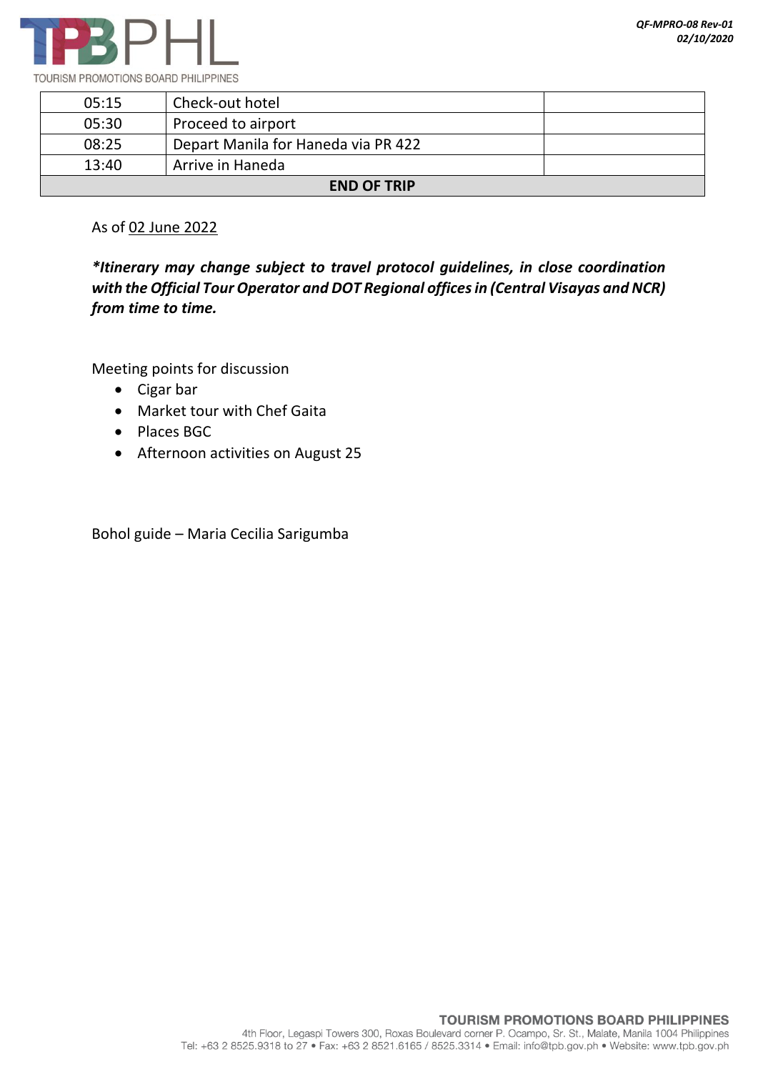| | | |
|---|---|---|
| 05:15 | Check-out hotel | |
| 05:30 | Proceed to airport | |
| 08:25 | Depart Manila for Haneda via PR 422 | |
| 13:40 | Arrive in Haneda | |
| **END OF TRIP** | | |

As of 02 June 2022

***Itinerary may change subject to travel protocol guidelines, in close coordination with the Official Tour Operator and DOT Regional offices in (Central Visayas and NCR) from time to time.**

Meeting points for discussion

- Cigar bar
- Market tour with Chef Gaita
- Places BGC
- Afternoon activities on August 25

Bohol guide – Maria Cecilia Sarigumba